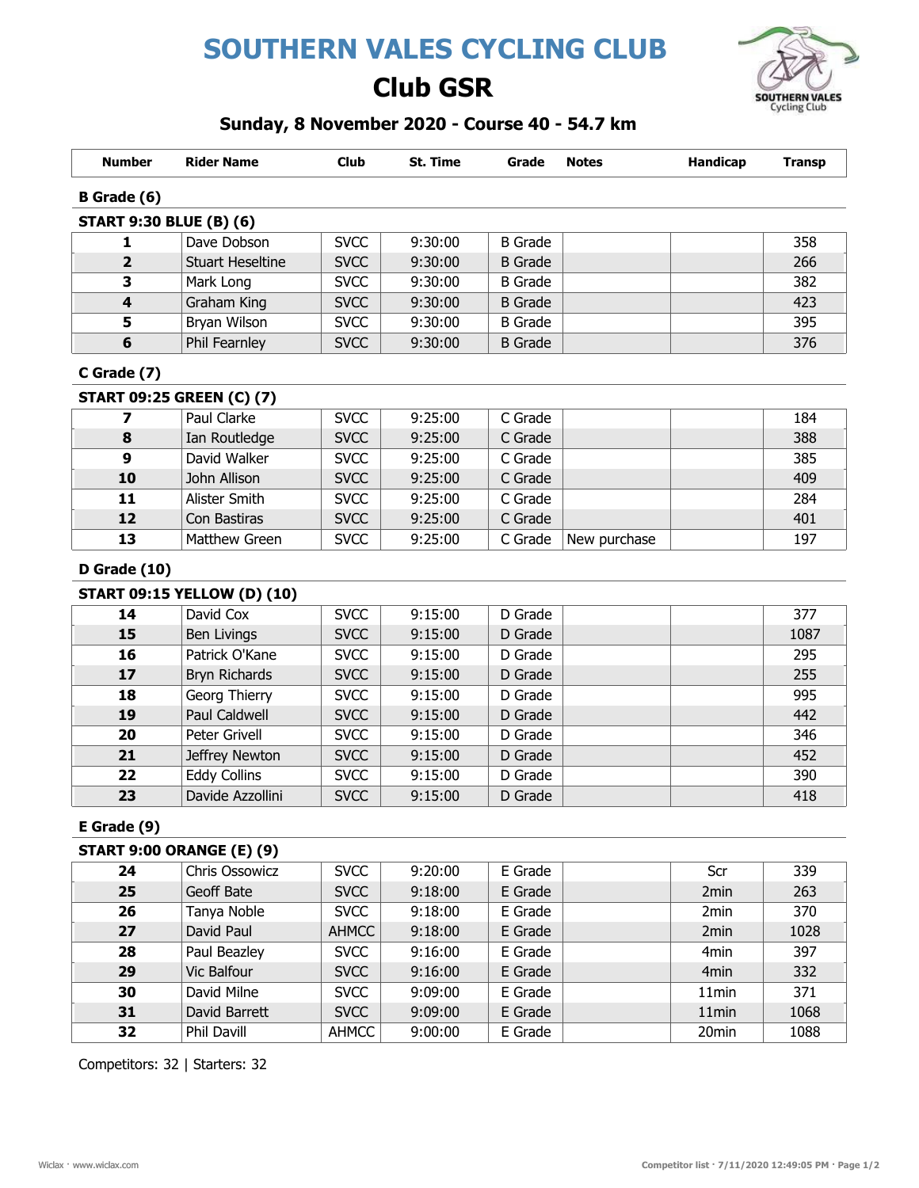# SOUTHERN VALES CYCLING CLUB

# Club GSR

## Sunday, 8 November 2020 - Course 40 - 54.7 km

| Number | Rider Name | Club | St. Time | Grade | Notes | Handicap | Transp |
|---|---|---|---|---|---|---|---|
| **B Grade (6)** | | | | | | | |
| **START 9:30 BLUE (B) (6)** | | | | | | | |
| **1** | Dave Dobson | SVCC | 9:30:00 | B Grade | | | 358 |
| **2** | Stuart Heseltine | SVCC | 9:30:00 | B Grade | | | 266 |
| **3** | Mark Long | SVCC | 9:30:00 | B Grade | | | 382 |
| **4** | Graham King | SVCC | 9:30:00 | B Grade | | | 423 |
| **5** | Bryan Wilson | SVCC | 9:30:00 | B Grade | | | 395 |
| **6** | Phil Fearnley | SVCC | 9:30:00 | B Grade | | | 376 |
| **C Grade (7)** | | | | | | | |
| **START 09:25 GREEN (C) (7)** | | | | | | | |
| **7** | Paul Clarke | SVCC | 9:25:00 | C Grade | | | 184 |
| **8** | Ian Routledge | SVCC | 9:25:00 | C Grade | | | 388 |
| **9** | David Walker | SVCC | 9:25:00 | C Grade | | | 385 |
| **10** | John Allison | SVCC | 9:25:00 | C Grade | | | 409 |
| **11** | Alister Smith | SVCC | 9:25:00 | C Grade | | | 284 |
| **12** | Con Bastiras | SVCC | 9:25:00 | C Grade | | | 401 |
| **13** | Matthew Green | SVCC | 9:25:00 | C Grade | New purchase | | 197 |
| **D Grade (10)** | | | | | | | |
| **START 09:15 YELLOW (D) (10)** | | | | | | | |
| **14** | David Cox | SVCC | 9:15:00 | D Grade | | | 377 |
| **15** | Ben Livings | SVCC | 9:15:00 | D Grade | | | 1087 |
| **16** | Patrick O'Kane | SVCC | 9:15:00 | D Grade | | | 295 |
| **17** | Bryn Richards | SVCC | 9:15:00 | D Grade | | | 255 |
| **18** | Georg Thierry | SVCC | 9:15:00 | D Grade | | | 995 |
| **19** | Paul Caldwell | SVCC | 9:15:00 | D Grade | | | 442 |
| **20** | Peter Grivell | SVCC | 9:15:00 | D Grade | | | 346 |
| **21** | Jeffrey Newton | SVCC | 9:15:00 | D Grade | | | 452 |
| **22** | Eddy Collins | SVCC | 9:15:00 | D Grade | | | 390 |
| **23** | Davide Azzollini | SVCC | 9:15:00 | D Grade | | | 418 |
| **E Grade (9)** | | | | | | | |
| **START 9:00 ORANGE (E) (9)** | | | | | | | |
| **24** | Chris Ossowicz | SVCC | 9:20:00 | E Grade | | Scr | 339 |
| **25** | Geoff Bate | SVCC | 9:18:00 | E Grade | | 2min | 263 |
| **26** | Tanya Noble | SVCC | 9:18:00 | E Grade | | 2min | 370 |
| **27** | David Paul | AHMCC | 9:18:00 | E Grade | | 2min | 1028 |
| **28** | Paul Beazley | SVCC | 9:16:00 | E Grade | | 4min | 397 |
| **29** | Vic Balfour | SVCC | 9:16:00 | E Grade | | 4min | 332 |
| **30** | David Milne | SVCC | 9:09:00 | E Grade | | 11min | 371 |
| **31** | David Barrett | SVCC | 9:09:00 | E Grade | | 11min | 1068 |
| **32** | Phil Davill | AHMCC | 9:00:00 | E Grade | | 20min | 1088 |

Competitors: 32 | Starters: 32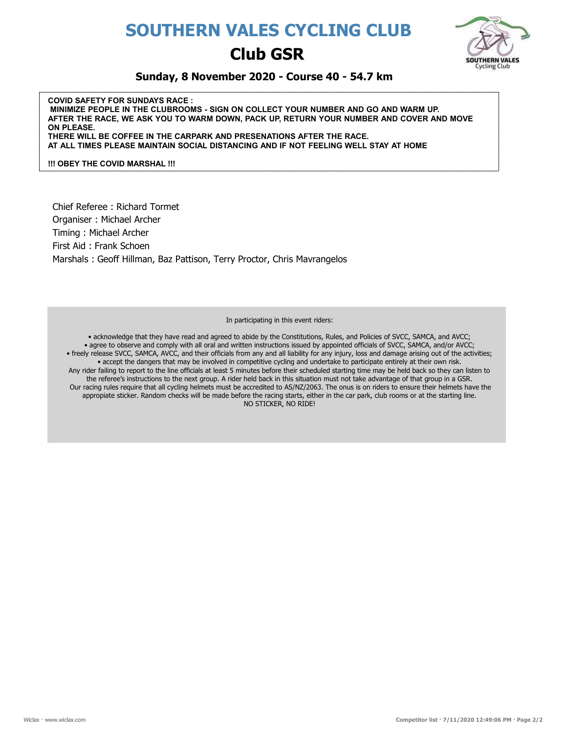# SOUTHERN VALES CYCLING CLUB

## Club GSR

### Sunday, 8 November 2020 - Course 40 - 54.7 km

**COVID SAFETY FOR SUNDAYS RACE :**
**MINIMIZE PEOPLE IN THE CLUBROOMS - SIGN ON COLLECT YOUR NUMBER AND GO AND WARM UP.**
**AFTER THE RACE, WE ASK YOU TO WARM DOWN, PACK UP, RETURN YOUR NUMBER AND COVER AND MOVE ON PLEASE.**
**THERE WILL BE COFFEE IN THE CARPARK AND PRESENATIONS AFTER THE RACE.**
**AT ALL TIMES PLEASE MAINTAIN SOCIAL DISTANCING AND IF NOT FEELING WELL STAY AT HOME**

**!!! OBEY THE COVID MARSHAL !!!**

Chief Referee : Richard Tormet
Organiser : Michael Archer
Timing : Michael Archer
First Aid : Frank Schoen
Marshals : Geoff Hillman, Baz Pattison, Terry Proctor, Chris Mavrangelos

In participating in this event riders:

- acknowledge that they have read and agreed to abide by the Constitutions, Rules, and Policies of SVCC, SAMCA, and AVCC;
- agree to observe and comply with all oral and written instructions issued by appointed officials of SVCC, SAMCA, and/or AVCC;
- freely release SVCC, SAMCA, AVCC, and their officials from any and all liability for any injury, loss and damage arising out of the activities;
- accept the dangers that may be involved in competitive cycling and undertake to participate entirely at their own risk.

Any rider failing to report to the line officials at least 5 minutes before their scheduled starting time may be held back so they can listen to the referee's instructions to the next group. A rider held back in this situation must not take advantage of that group in a GSR.
Our racing rules require that all cycling helmets must be accredited to AS/NZ/2063. The onus is on riders to ensure their helmets have the appropiate sticker. Random checks will be made before the racing starts, either in the car park, club rooms or at the starting line.
NO STICKER, NO RIDE!